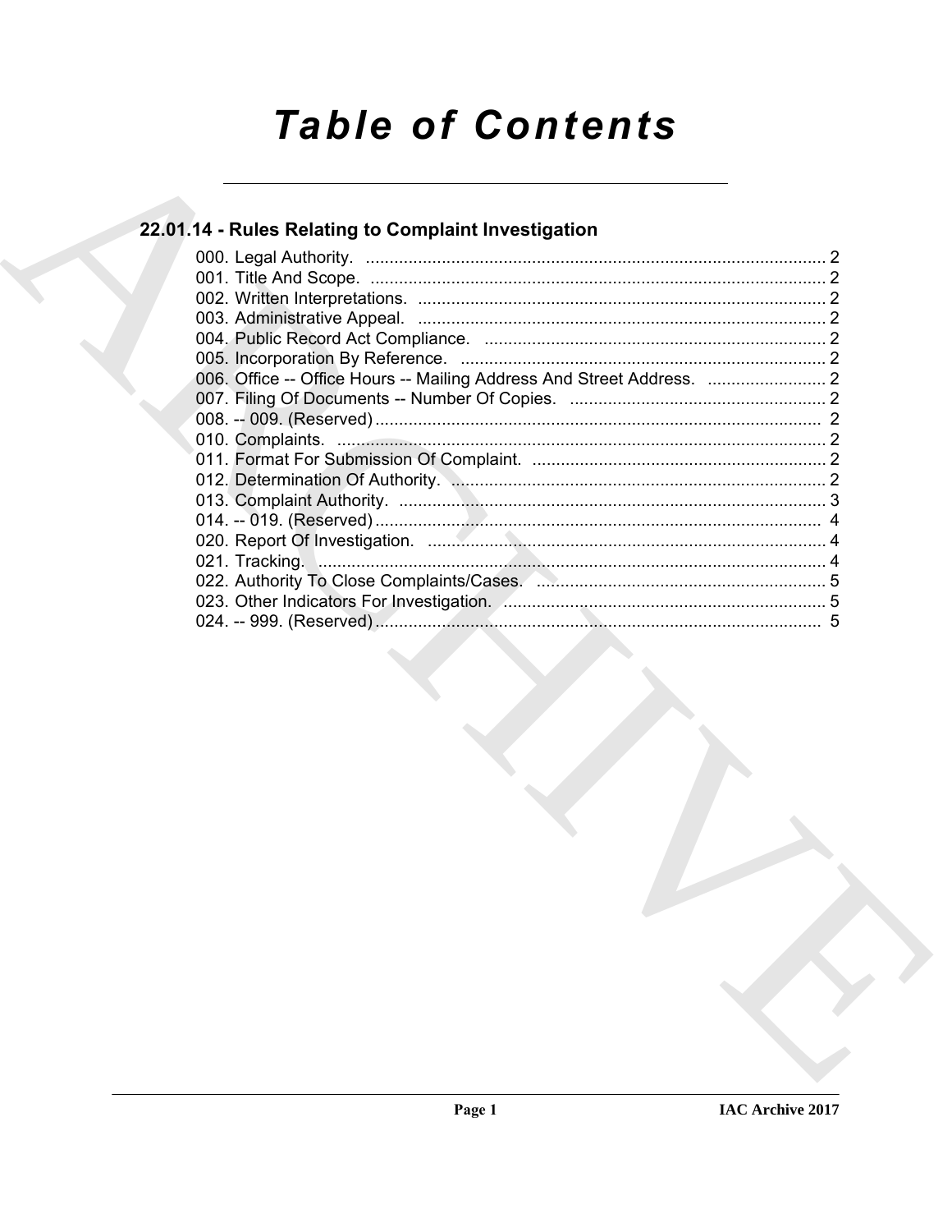# Table of Contents

## 22.01.14 - Rules Relating to Complaint Investigation

000. Legal Authority. ..... 2
001. Title And Scope. ..... 2
002. Written Interpretations. ..... 2
003. Administrative Appeal. ..... 2
004. Public Record Act Compliance. ..... 2
005. Incorporation By Reference. ..... 2
006. Office -- Office Hours -- Mailing Address And Street Address. ..... 2
007. Filing Of Documents -- Number Of Copies. ..... 2
008. -- 009. (Reserved) ..... 2
010. Complaints. ..... 2
011. Format For Submission Of Complaint. ..... 2
012. Determination Of Authority. ..... 2
013. Complaint Authority. ..... 3
014. -- 019. (Reserved) ..... 4
020. Report Of Investigation. ..... 4
021. Tracking. ..... 4
022. Authority To Close Complaints/Cases. ..... 5
023. Other Indicators For Investigation. ..... 5
024. -- 999. (Reserved) ..... 5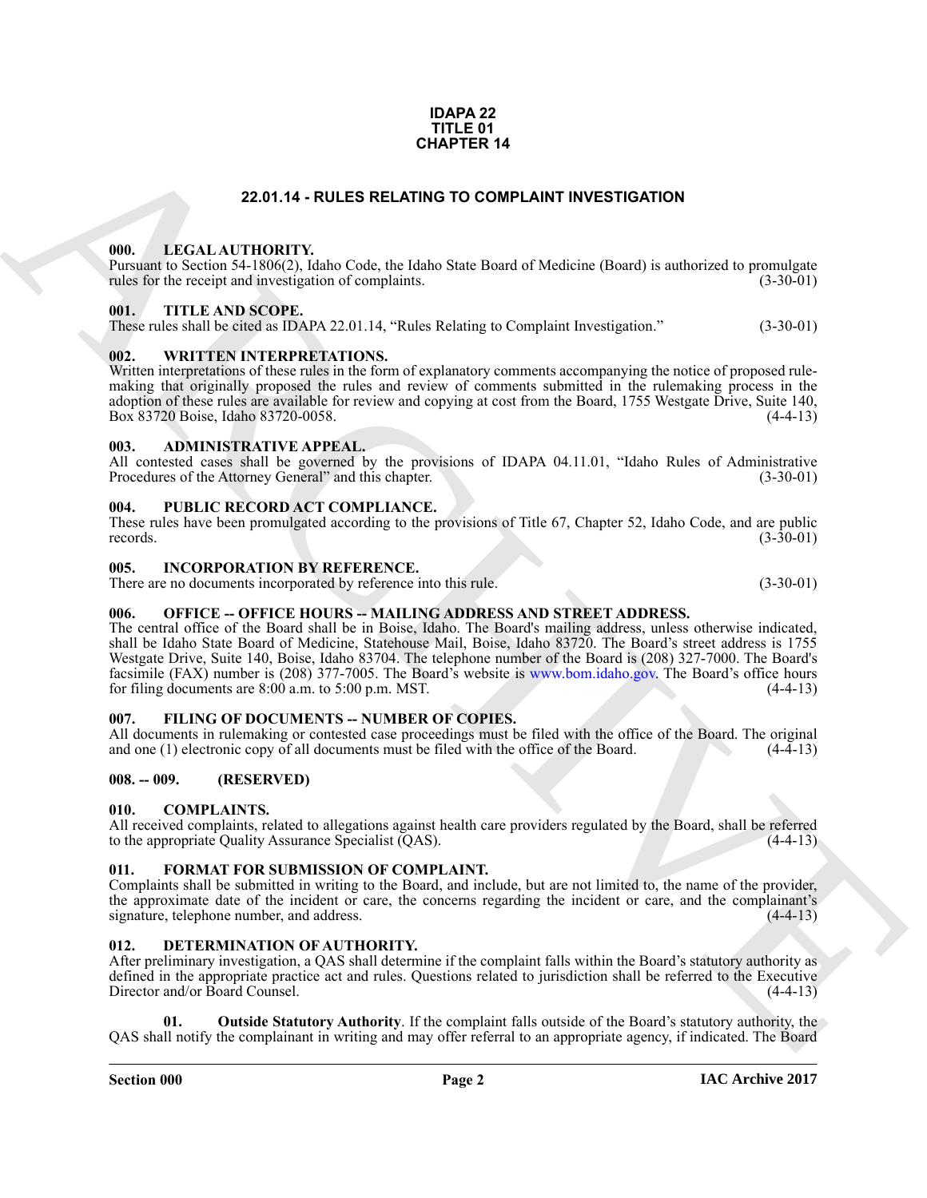**IDAPA 22**
**TITLE 01**
**CHAPTER 14**

# 22.01.14 - RULES RELATING TO COMPLAINT INVESTIGATION

## 000. LEGAL AUTHORITY.

Pursuant to Section 54-1806(2), Idaho Code, the Idaho State Board of Medicine (Board) is authorized to promulgate rules for the receipt and investigation of complaints. (3-30-01)

## 001. TITLE AND SCOPE.

These rules shall be cited as IDAPA 22.01.14, "Rules Relating to Complaint Investigation." (3-30-01)

## 002. WRITTEN INTERPRETATIONS.

Written interpretations of these rules in the form of explanatory comments accompanying the notice of proposed rulemaking that originally proposed the rules and review of comments submitted in the rulemaking process in the adoption of these rules are available for review and copying at cost from the Board, 1755 Westgate Drive, Suite 140, Box 83720 Boise, Idaho 83720-0058. (4-4-13)

## 003. ADMINISTRATIVE APPEAL.

All contested cases shall be governed by the provisions of IDAPA 04.11.01, "Idaho Rules of Administrative Procedures of the Attorney General" and this chapter. (3-30-01)

## 004. PUBLIC RECORD ACT COMPLIANCE.

These rules have been promulgated according to the provisions of Title 67, Chapter 52, Idaho Code, and are public records. (3-30-01)

## 005. INCORPORATION BY REFERENCE.

There are no documents incorporated by reference into this rule. (3-30-01)

## 006. OFFICE -- OFFICE HOURS -- MAILING ADDRESS AND STREET ADDRESS.

The central office of the Board shall be in Boise, Idaho. The Board's mailing address, unless otherwise indicated, shall be Idaho State Board of Medicine, Statehouse Mail, Boise, Idaho 83720. The Board's street address is 1755 Westgate Drive, Suite 140, Boise, Idaho 83704. The telephone number of the Board is (208) 327-7000. The Board's facsimile (FAX) number is (208) 377-7005. The Board's website is www.bom.idaho.gov. The Board's office hours for filing documents are 8:00 a.m. to 5:00 p.m. MST. (4-4-13)

## 007. FILING OF DOCUMENTS -- NUMBER OF COPIES.

All documents in rulemaking or contested case proceedings must be filed with the office of the Board. The original and one (1) electronic copy of all documents must be filed with the office of the Board. (4-4-13)

## 008. -- 009. (RESERVED)

## 010. COMPLAINTS.

All received complaints, related to allegations against health care providers regulated by the Board, shall be referred to the appropriate Quality Assurance Specialist (QAS). (4-4-13)

## 011. FORMAT FOR SUBMISSION OF COMPLAINT.

Complaints shall be submitted in writing to the Board, and include, but are not limited to, the name of the provider, the approximate date of the incident or care, the concerns regarding the incident or care, and the complainant's signature, telephone number, and address. (4-4-13)

## 012. DETERMINATION OF AUTHORITY.

After preliminary investigation, a QAS shall determine if the complaint falls within the Board's statutory authority as defined in the appropriate practice act and rules. Questions related to jurisdiction shall be referred to the Executive Director and/or Board Counsel. (4-4-13)

**01. Outside Statutory Authority**. If the complaint falls outside of the Board's statutory authority, the QAS shall notify the complainant in writing and may offer referral to an appropriate agency, if indicated. The Board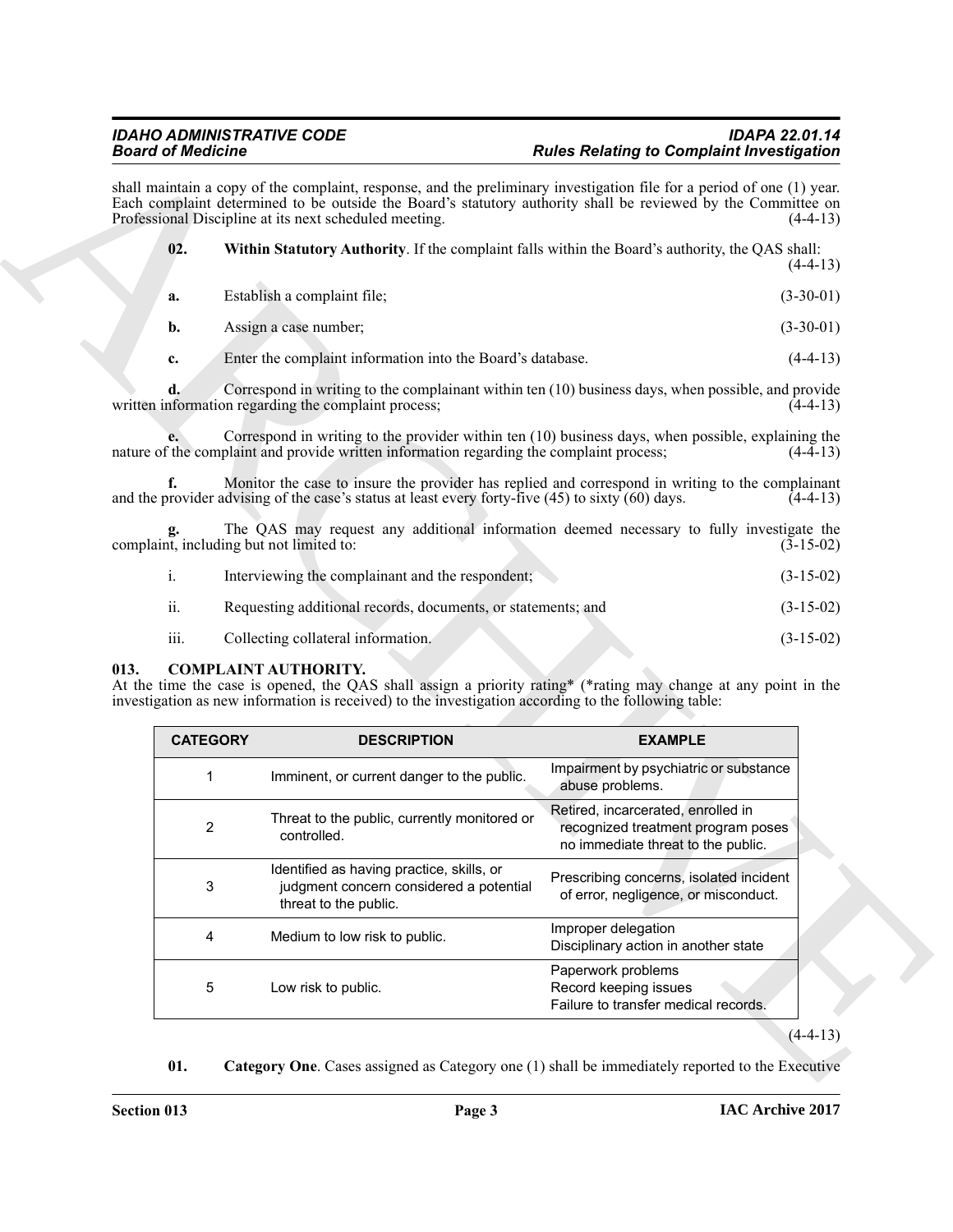shall maintain a copy of the complaint, response, and the preliminary investigation file for a period of one (1) year. Each complaint determined to be outside the Board's statutory authority shall be reviewed by the Committee on Professional Discipline at its next scheduled meeting. (4-4-13)

**02. Within Statutory Authority**. If the complaint falls within the Board's authority, the QAS shall: (4-4-13)

**a.** Establish a complaint file; (3-30-01)

**b.** Assign a case number; (3-30-01)

**c.** Enter the complaint information into the Board's database. (4-4-13)

**d.** Correspond in writing to the complainant within ten (10) business days, when possible, and provide written information regarding the complaint process; (4-4-13)

**e.** Correspond in writing to the provider within ten (10) business days, when possible, explaining the nature of the complaint and provide written information regarding the complaint process; (4-4-13)

**f.** Monitor the case to insure the provider has replied and correspond in writing to the complainant and the provider advising of the case's status at least every forty-five (45) to sixty (60) days. (4-4-13)

**g.** The QAS may request any additional information deemed necessary to fully investigate the complaint, including but not limited to: (3-15-02)

i. Interviewing the complainant and the respondent; (3-15-02)

ii. Requesting additional records, documents, or statements; and (3-15-02)

iii. Collecting collateral information. (3-15-02)

## 013. COMPLAINT AUTHORITY.

At the time the case is opened, the QAS shall assign a priority rating* (*rating may change at any point in the investigation as new information is received) to the investigation according to the following table:

| CATEGORY | DESCRIPTION | EXAMPLE |
|---|---|---|
| 1 | Imminent, or current danger to the public. | Impairment by psychiatric or substance abuse problems. |
| 2 | Threat to the public, currently monitored or controlled. | Retired, incarcerated, enrolled in recognized treatment program poses no immediate threat to the public. |
| 3 | Identified as having practice, skills, or judgment concern considered a potential threat to the public. | Prescribing concerns, isolated incident of error, negligence, or misconduct. |
| 4 | Medium to low risk to public. | Improper delegation<br>Disciplinary action in another state |
| 5 | Low risk to public. | Paperwork problems<br>Record keeping issues<br>Failure to transfer medical records. |

(4-4-13)

**01. Category One**. Cases assigned as Category one (1) shall be immediately reported to the Executive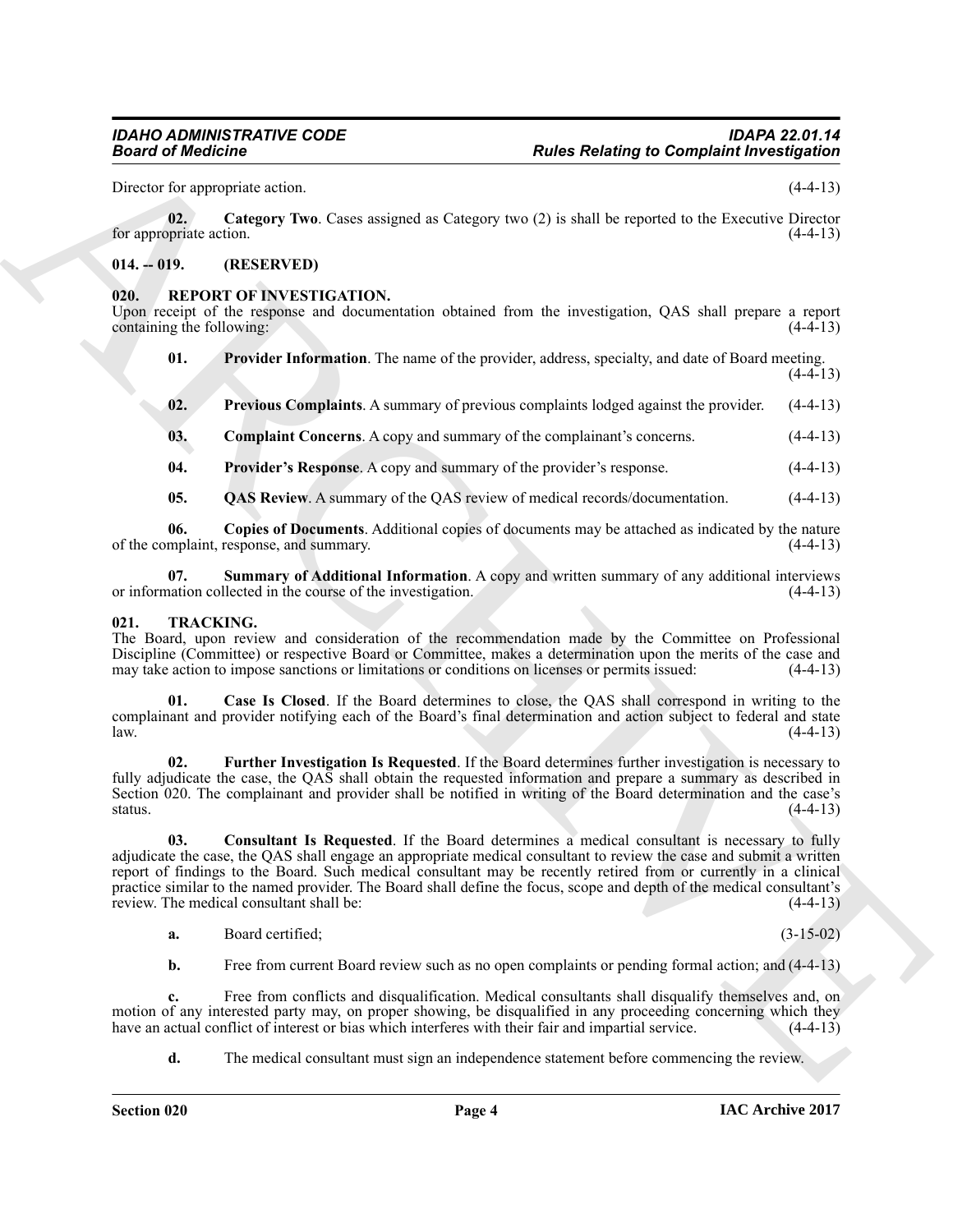Director for appropriate action. (4-4-13)

**02. Category Two**. Cases assigned as Category two (2) is shall be reported to the Executive Director for appropriate action. (4-4-13)

## 014. -- 019. (RESERVED)

## 020. REPORT OF INVESTIGATION.

Upon receipt of the response and documentation obtained from the investigation, QAS shall prepare a report containing the following: (4-4-13)

**01. Provider Information**. The name of the provider, address, specialty, and date of Board meeting. (4-4-13)

**02. Previous Complaints**. A summary of previous complaints lodged against the provider. (4-4-13)

**03. Complaint Concerns**. A copy and summary of the complainant's concerns. (4-4-13)

**04. Provider's Response**. A copy and summary of the provider's response. (4-4-13)

**05. QAS Review**. A summary of the QAS review of medical records/documentation. (4-4-13)

**06. Copies of Documents**. Additional copies of documents may be attached as indicated by the nature of the complaint, response, and summary. (4-4-13)

**07. Summary of Additional Information**. A copy and written summary of any additional interviews or information collected in the course of the investigation. (4-4-13)

## 021. TRACKING.

The Board, upon review and consideration of the recommendation made by the Committee on Professional Discipline (Committee) or respective Board or Committee, makes a determination upon the merits of the case and may take action to impose sanctions or limitations or conditions on licenses or permits issued: (4-4-13)

**01. Case Is Closed**. If the Board determines to close, the QAS shall correspond in writing to the complainant and provider notifying each of the Board's final determination and action subject to federal and state law. (4-4-13)

**02. Further Investigation Is Requested**. If the Board determines further investigation is necessary to fully adjudicate the case, the QAS shall obtain the requested information and prepare a summary as described in Section 020. The complainant and provider shall be notified in writing of the Board determination and the case's status. (4-4-13)

**03. Consultant Is Requested**. If the Board determines a medical consultant is necessary to fully adjudicate the case, the QAS shall engage an appropriate medical consultant to review the case and submit a written report of findings to the Board. Such medical consultant may be recently retired from or currently in a clinical practice similar to the named provider. The Board shall define the focus, scope and depth of the medical consultant's review. The medical consultant shall be: (4-4-13)

**a.** Board certified; (3-15-02)

**b.** Free from current Board review such as no open complaints or pending formal action; and (4-4-13)

**c.** Free from conflicts and disqualification. Medical consultants shall disqualify themselves and, on motion of any interested party may, on proper showing, be disqualified in any proceeding concerning which they have an actual conflict of interest or bias which interferes with their fair and impartial service. (4-4-13)

**d.** The medical consultant must sign an independence statement before commencing the review.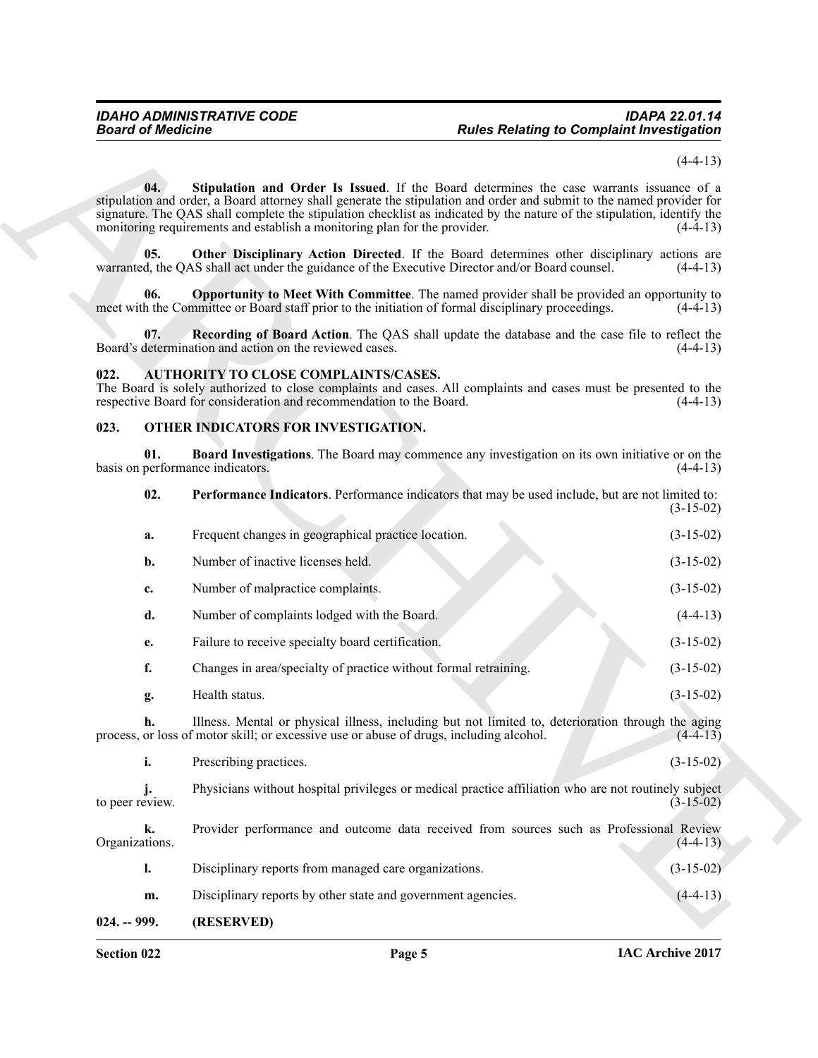(4-4-13)

**04. Stipulation and Order Is Issued**. If the Board determines the case warrants issuance of a stipulation and order, a Board attorney shall generate the stipulation and order and submit to the named provider for signature. The QAS shall complete the stipulation checklist as indicated by the nature of the stipulation, identify the monitoring requirements and establish a monitoring plan for the provider. (4-4-13)

**05. Other Disciplinary Action Directed**. If the Board determines other disciplinary actions are warranted, the QAS shall act under the guidance of the Executive Director and/or Board counsel. (4-4-13)

**06. Opportunity to Meet With Committee**. The named provider shall be provided an opportunity to meet with the Committee or Board staff prior to the initiation of formal disciplinary proceedings. (4-4-13)

**07. Recording of Board Action**. The QAS shall update the database and the case file to reflect the Board's determination and action on the reviewed cases. (4-4-13)

## 022. AUTHORITY TO CLOSE COMPLAINTS/CASES.

The Board is solely authorized to close complaints and cases. All complaints and cases must be presented to the respective Board for consideration and recommendation to the Board. (4-4-13)

## 023. OTHER INDICATORS FOR INVESTIGATION.

**01. Board Investigations**. The Board may commence any investigation on its own initiative or on the basis on performance indicators. (4-4-13)

**02. Performance Indicators**. Performance indicators that may be used include, but are not limited to: (3-15-02)

**a.** Frequent changes in geographical practice location. (3-15-02)

**b.** Number of inactive licenses held. (3-15-02)

**c.** Number of malpractice complaints. (3-15-02)

**d.** Number of complaints lodged with the Board. (4-4-13)

**e.** Failure to receive specialty board certification. (3-15-02)

**f.** Changes in area/specialty of practice without formal retraining. (3-15-02)

**g.** Health status. (3-15-02)

**h.** Illness. Mental or physical illness, including but not limited to, deterioration through the aging process, or loss of motor skill; or excessive use or abuse of drugs, including alcohol. (4-4-13)

**i.** Prescribing practices. (3-15-02)

**j.** Physicians without hospital privileges or medical practice affiliation who are not routinely subject to peer review. (3-15-02)

**k.** Provider performance and outcome data received from sources such as Professional Review Organizations. (4-4-13)

**l.** Disciplinary reports from managed care organizations. (3-15-02)

**m.** Disciplinary reports by other state and government agencies. (4-4-13)

## 024. -- 999. (RESERVED)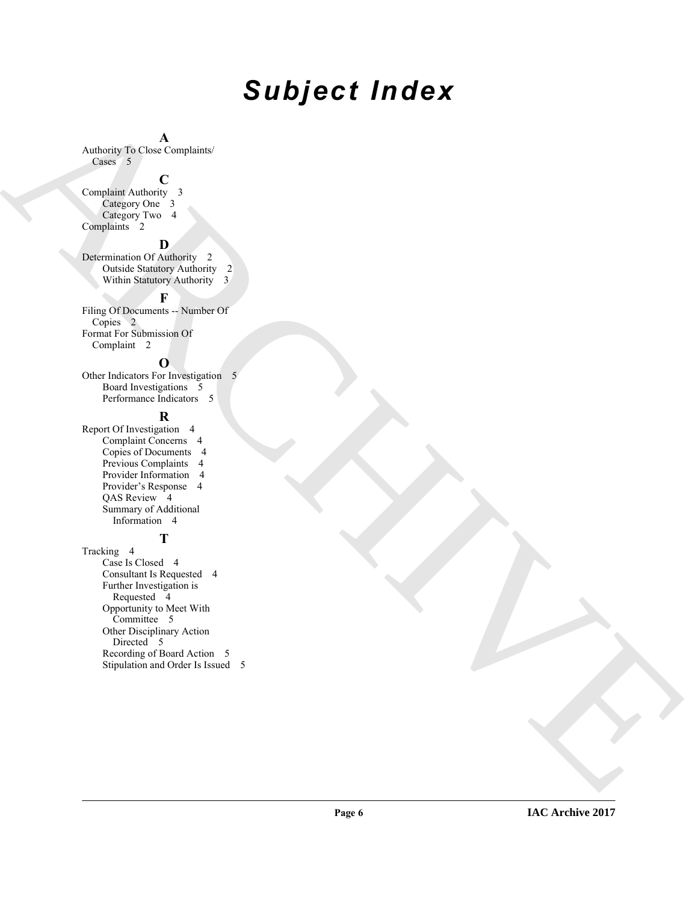# *Subject Index*

**A**

Authority To Close Complaints/ Cases 5

**C**

Complaint Authority 3
- Category One 3
- Category Two 4

Complaints 2

**D**

Determination Of Authority 2
- Outside Statutory Authority 2
- Within Statutory Authority 3

**F**

Filing Of Documents -- Number Of Copies 2

Format For Submission Of Complaint 2

**O**

Other Indicators For Investigation 5
- Board Investigations 5
- Performance Indicators 5

**R**

Report Of Investigation 4
- Complaint Concerns 4
- Copies of Documents 4
- Previous Complaints 4
- Provider Information 4
- Provider's Response 4
- QAS Review 4
- Summary of Additional Information 4

**T**

Tracking 4
- Case Is Closed 4
- Consultant Is Requested 4
- Further Investigation is Requested 4
- Opportunity to Meet With Committee 5
- Other Disciplinary Action Directed 5
- Recording of Board Action 5
- Stipulation and Order Is Issued 5